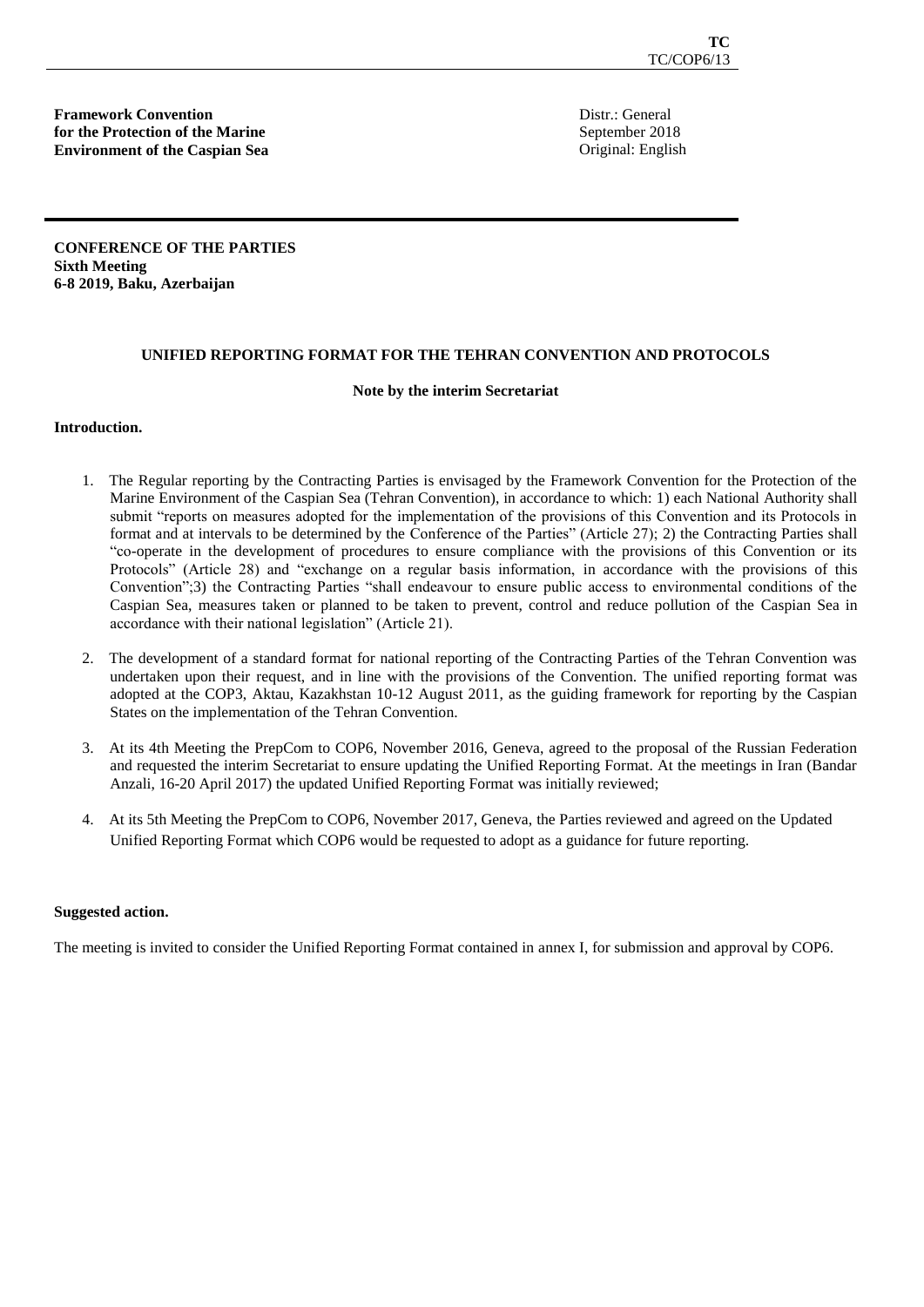TC
TC/COP6/13

**Framework Convention for the Protection of the Marine Environment of the Caspian Sea**

Distr.: General
September 2018
Original: English

**CONFERENCE OF THE PARTIES**
**Sixth Meeting**
**6-8 2019, Baku, Azerbaijan**

## UNIFIED REPORTING FORMAT FOR THE TEHRAN CONVENTION AND PROTOCOLS

**Note by the interim Secretariat**

### Introduction.

1. The Regular reporting by the Contracting Parties is envisaged by the Framework Convention for the Protection of the Marine Environment of the Caspian Sea (Tehran Convention), in accordance to which: 1) each National Authority shall submit "reports on measures adopted for the implementation of the provisions of this Convention and its Protocols in format and at intervals to be determined by the Conference of the Parties" (Article 27); 2) the Contracting Parties shall "co-operate in the development of procedures to ensure compliance with the provisions of this Convention or its Protocols" (Article 28) and "exchange on a regular basis information, in accordance with the provisions of this Convention";3) the Contracting Parties "shall endeavour to ensure public access to environmental conditions of the Caspian Sea, measures taken or planned to be taken to prevent, control and reduce pollution of the Caspian Sea in accordance with their national legislation" (Article 21).

2. The development of a standard format for national reporting of the Contracting Parties of the Tehran Convention was undertaken upon their request, and in line with the provisions of the Convention. The unified reporting format was adopted at the COP3, Aktau, Kazakhstan 10-12 August 2011, as the guiding framework for reporting by the Caspian States on the implementation of the Tehran Convention.

3. At its 4th Meeting the PrepCom to COP6, November 2016, Geneva, agreed to the proposal of the Russian Federation and requested the interim Secretariat to ensure updating the Unified Reporting Format. At the meetings in Iran (Bandar Anzali, 16-20 April 2017) the updated Unified Reporting Format was initially reviewed;

4. At its 5th Meeting the PrepCom to COP6, November 2017, Geneva, the Parties reviewed and agreed on the Updated Unified Reporting Format which COP6 would be requested to adopt as a guidance for future reporting.

### Suggested action.

The meeting is invited to consider the Unified Reporting Format contained in annex I, for submission and approval by COP6.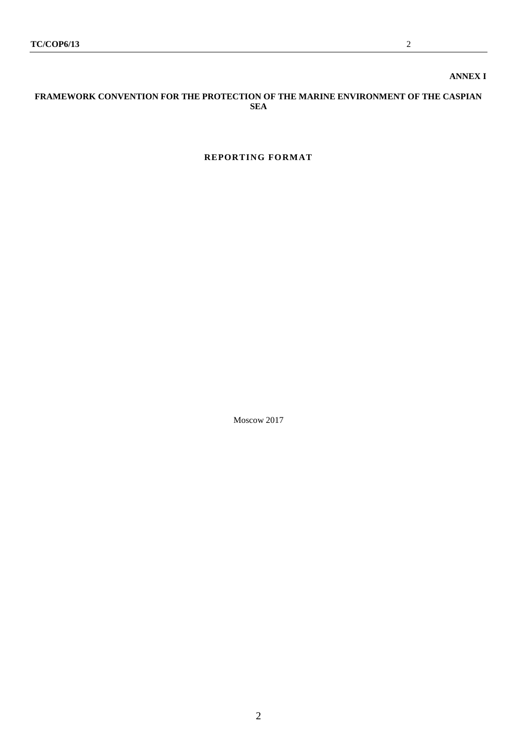**ANNEX I**

**FRAMEWORK CONVENTION FOR THE PROTECTION OF THE MARINE ENVIRONMENT OF THE CASPIAN SEA**

# REPORTING FORMAT

Moscow 2017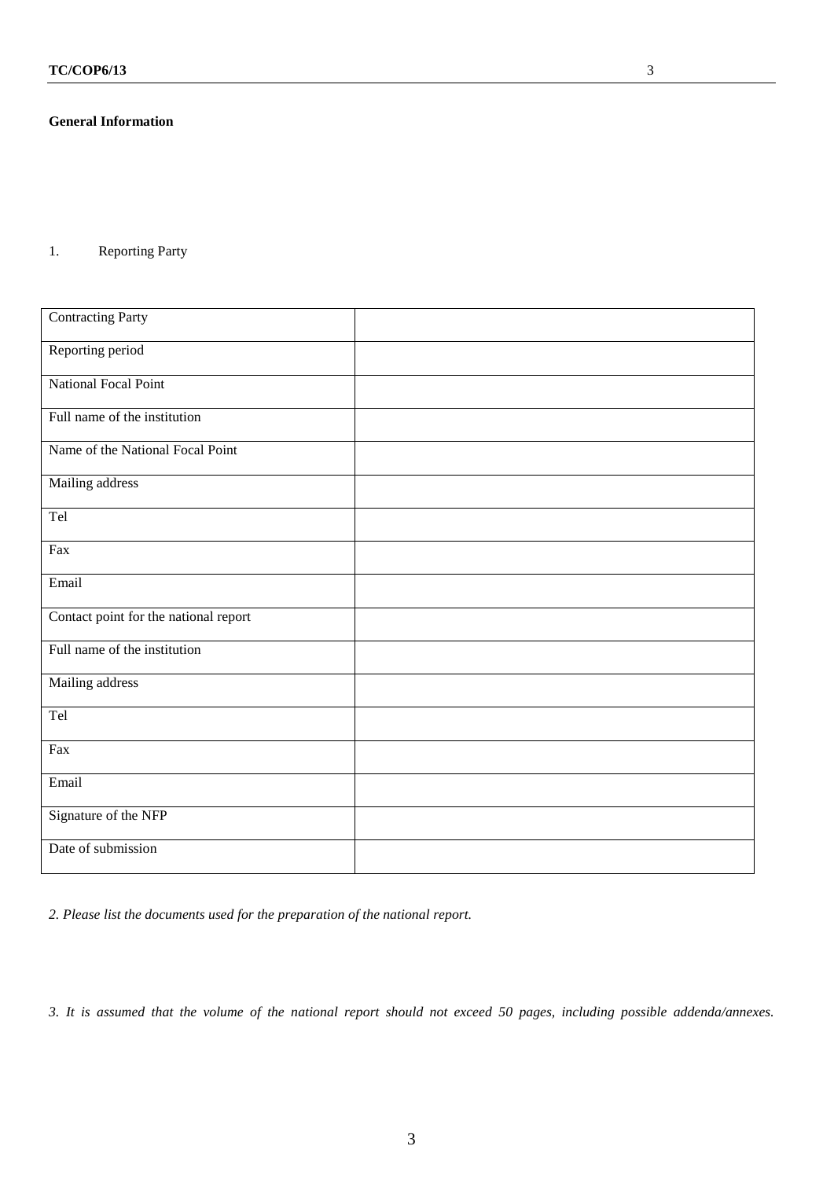**General Information**

1. Reporting Party

| Contracting Party | |
|---|---|
| Reporting period | |
| National Focal Point | |
| Full name of the institution | |
| Name of the National Focal Point | |
| Mailing address | |
| Tel | |
| Fax | |
| Email | |
| Contact point for the national report | |
| Full name of the institution | |
| Mailing address | |
| Tel | |
| Fax | |
| Email | |
| Signature of the NFP | |
| Date of submission | |

*2. Please list the documents used for the preparation of the national report.*

*3. It is assumed that the volume of the national report should not exceed 50 pages, including possible addenda/annexes.*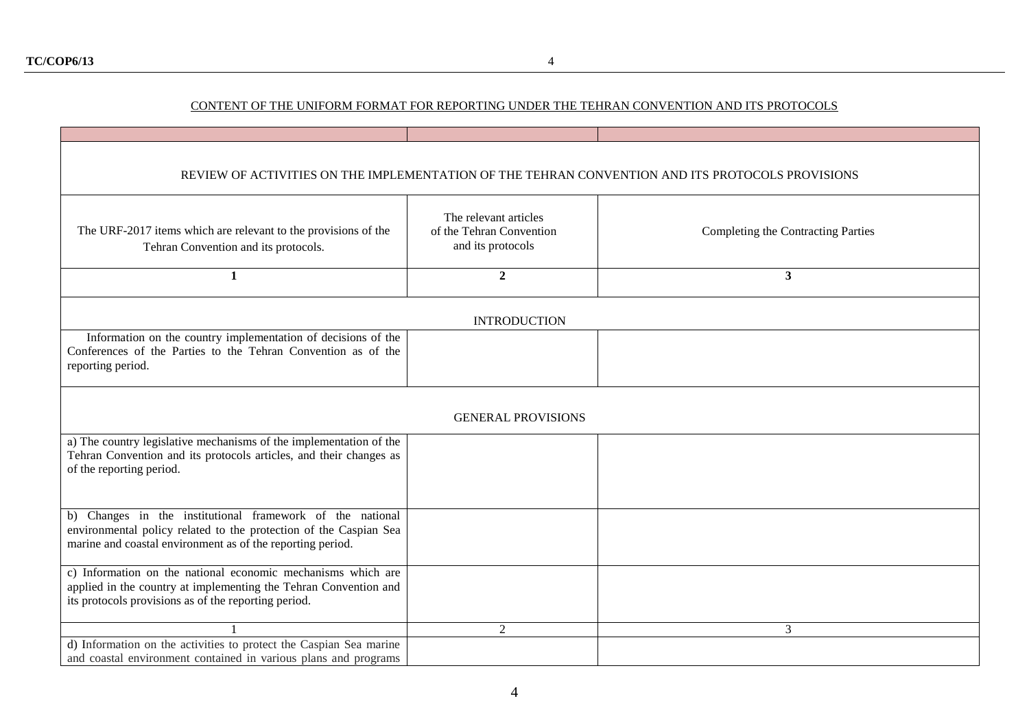CONTENT OF THE UNIFORM FORMAT FOR REPORTING UNDER THE TEHRAN CONVENTION AND ITS PROTOCOLS

| | | |
|---|---|---|
| REVIEW OF ACTIVITIES ON THE IMPLEMENTATION OF THE TEHRAN CONVENTION AND ITS PROTOCOLS PROVISIONS | | |
| The URF-2017 items which are relevant to the provisions of the Tehran Convention and its protocols. | The relevant articles of the Tehran Convention and its protocols | Completing the Contracting Parties |
| **1** | **2** | **3** |
| INTRODUCTION | | |
| Information on the country implementation of decisions of the Conferences of the Parties to the Tehran Convention as of the reporting period. | | |
| GENERAL PROVISIONS | | |
| a) The country legislative mechanisms of the implementation of the Tehran Convention and its protocols articles, and their changes as of the reporting period. | | |
| b) Changes in the institutional framework of the national environmental policy related to the protection of the Caspian Sea marine and coastal environment as of the reporting period. | | |
| c) Information on the national economic mechanisms which are applied in the country at implementing the Tehran Convention and its protocols provisions as of the reporting period. | | |
| 1 | 2 | 3 |
| d) Information on the activities to protect the Caspian Sea marine and coastal environment contained in various plans and programs | | |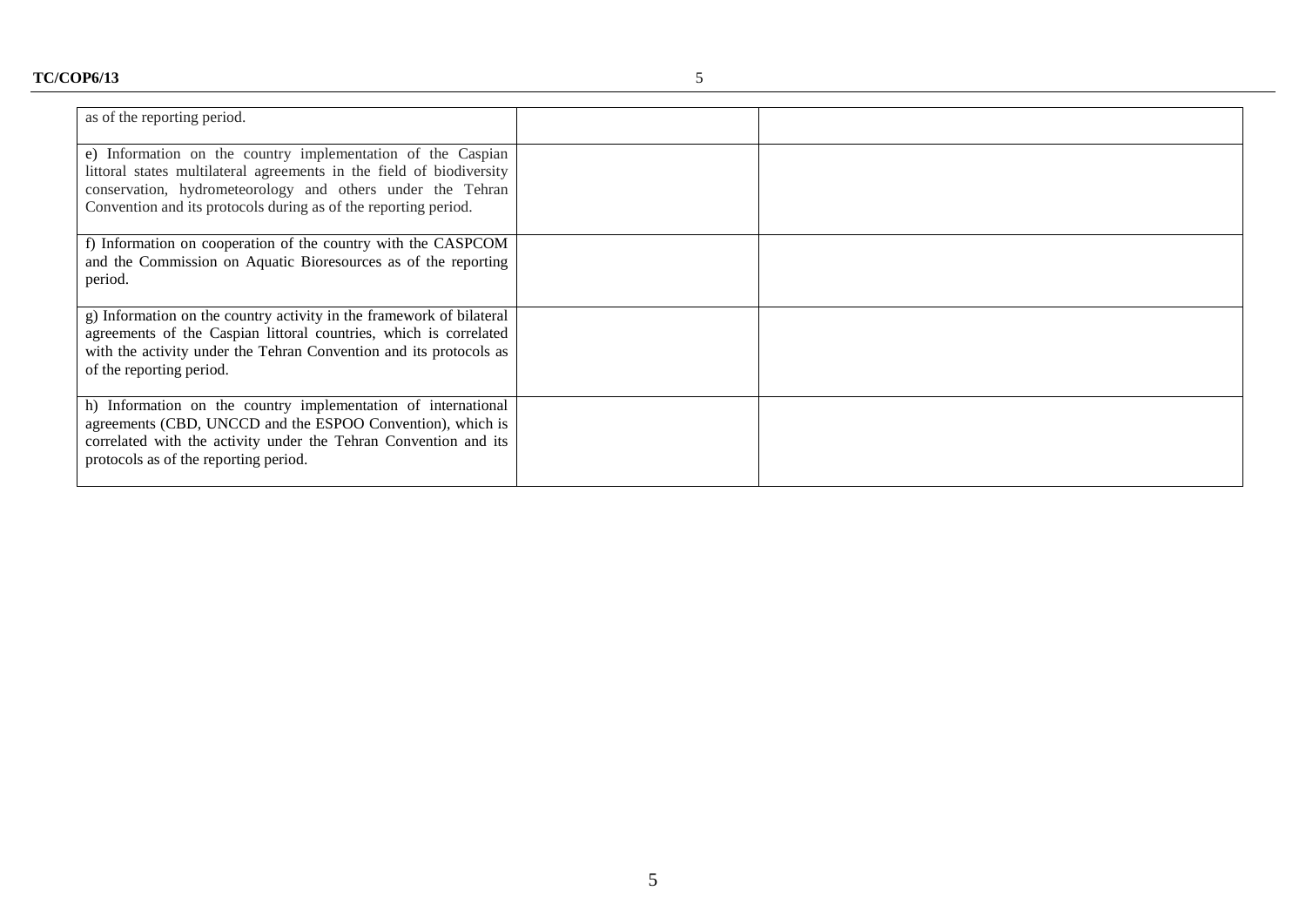| | | |
|---|---|---|
| as of the reporting period. | | |
| e) Information on the country implementation of the Caspian littoral states multilateral agreements in the field of biodiversity conservation, hydrometeorology and others under the Tehran Convention and its protocols during as of the reporting period. | | |
| f) Information on cooperation of the country with the CASPCOM and the Commission on Aquatic Bioresources as of the reporting period. | | |
| g) Information on the country activity in the framework of bilateral agreements of the Caspian littoral countries, which is correlated with the activity under the Tehran Convention and its protocols as of the reporting period. | | |
| h) Information on the country implementation of international agreements (CBD, UNCCD and the ESPOO Convention), which is correlated with the activity under the Tehran Convention and its protocols as of the reporting period. | | |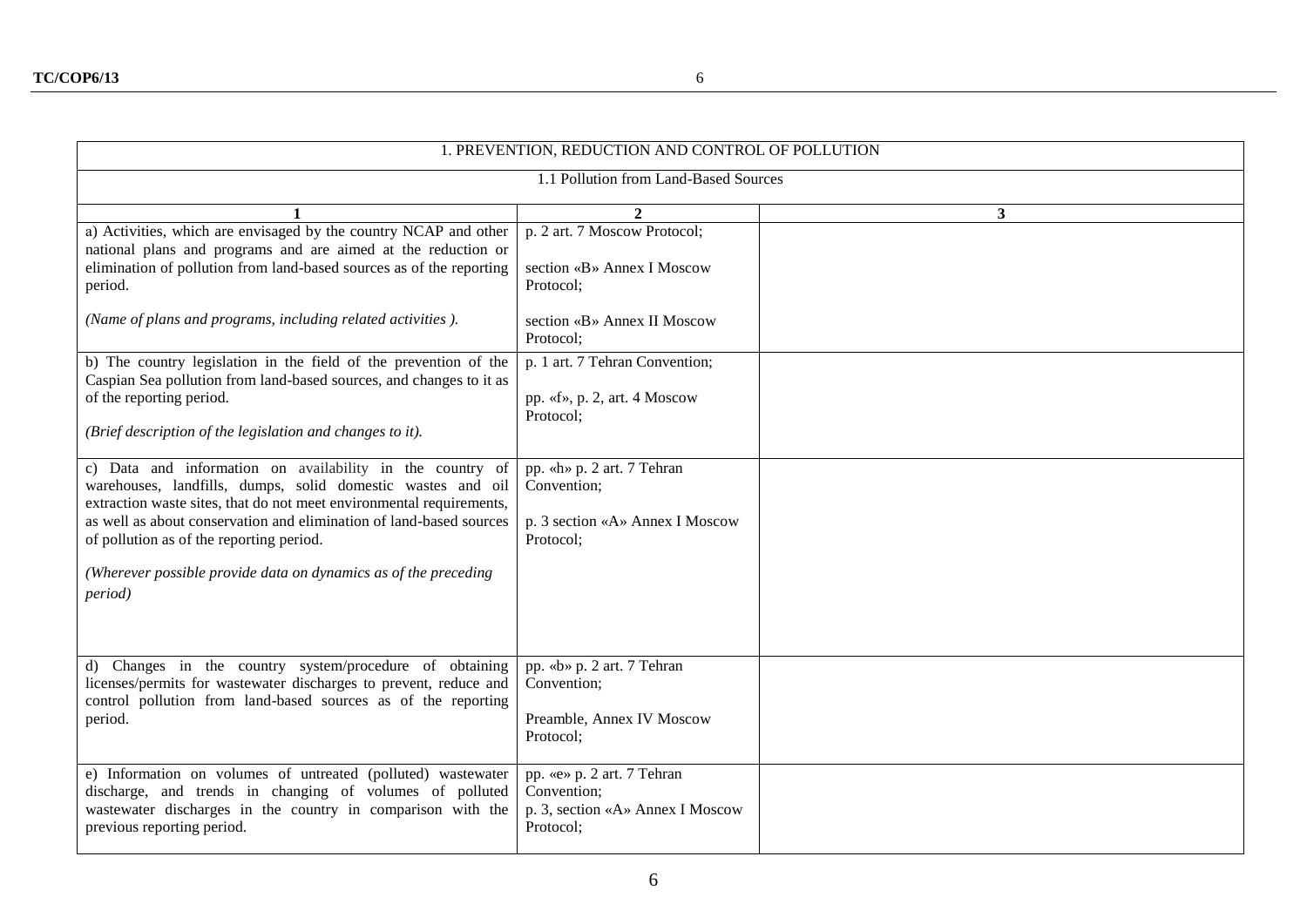| 1. PREVENTION, REDUCTION AND CONTROL OF POLLUTION | | |
|---|---|---|
| 1.1 Pollution from Land-Based Sources | | |
| **1** | **2** | **3** |
| a) Activities, which are envisaged by the country NCAP and other national plans and programs and are aimed at the reduction or elimination of pollution from land-based sources as of the reporting period.<br><br>*(Name of plans and programs, including related activities ).* | p. 2 art. 7 Moscow Protocol;<br><br>section «B» Annex I Moscow Protocol;<br><br>section «B» Annex II Moscow Protocol; | |
| b) The country legislation in the field of the prevention of the Caspian Sea pollution from land-based sources, and changes to it as of the reporting period.<br><br>*(Brief description of the legislation and changes to it).* | p. 1 art. 7 Tehran Convention;<br><br>pp. «f», p. 2, art. 4 Moscow Protocol; | |
| c) Data and information on availability in the country of warehouses, landfills, dumps, solid domestic wastes and oil extraction waste sites, that do not meet environmental requirements, as well as about conservation and elimination of land-based sources of pollution as of the reporting period.<br><br>*(Wherever possible provide data on dynamics as of the preceding period)* | pp. «h» p. 2 art. 7 Tehran Convention;<br><br>p. 3 section «A» Annex I Moscow Protocol; | |
| d) Changes in the country system/procedure of obtaining licenses/permits for wastewater discharges to prevent, reduce and control pollution from land-based sources as of the reporting period. | pp. «b» p. 2 art. 7 Tehran Convention;<br><br>Preamble, Annex IV Moscow Protocol; | |
| e) Information on volumes of untreated (polluted) wastewater discharge, and trends in changing of volumes of polluted wastewater discharges in the country in comparison with the previous reporting period. | pp. «e» p. 2 art. 7 Tehran Convention;<br>p. 3, section «A» Annex I Moscow Protocol; | |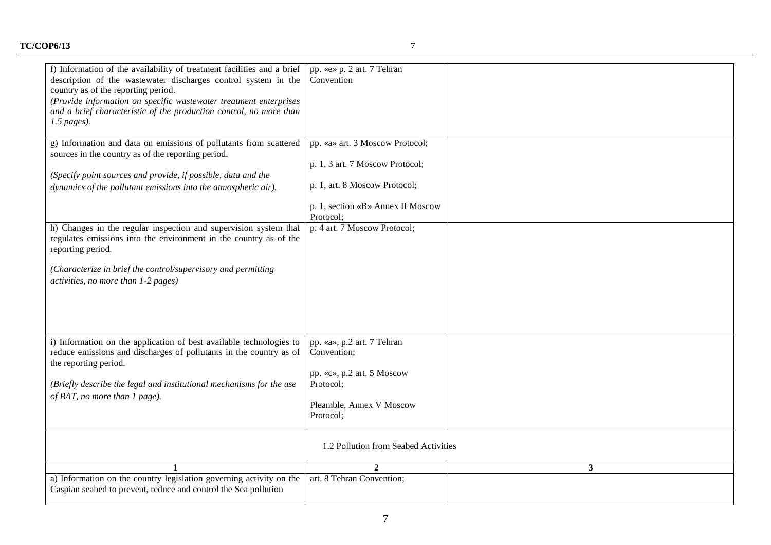| | | |
|---|---|---|
| f) Information of the availability of treatment facilities and a brief description of the wastewater discharges control system in the country as of the reporting period.<br>*(Provide information on specific wastewater treatment enterprises and a brief characteristic of the production control, no more than 1.5 pages).* | pp. «e» p. 2 art. 7 Tehran Convention | |
| g) Information and data on emissions of pollutants from scattered sources in the country as of the reporting period.<br><br>*(Specify point sources and provide, if possible, data and the dynamics of the pollutant emissions into the atmospheric air).* | pp. «a» art. 3 Moscow Protocol;<br><br>p. 1, 3 art. 7 Moscow Protocol;<br><br>p. 1, art. 8 Moscow Protocol;<br><br>p. 1, section «B» Annex II Moscow Protocol; | |
| h) Changes in the regular inspection and supervision system that regulates emissions into the environment in the country as of the reporting period.<br><br>*(Characterize in brief the control/supervisory and permitting activities, no more than 1-2 pages)* | p. 4 art. 7 Moscow Protocol; | |
| i) Information on the application of best available technologies to reduce emissions and discharges of pollutants in the country as of the reporting period.<br><br>*(Briefly describe the legal and institutional mechanisms for the use of BAT, no more than 1 page).* | pp. «a», p.2 art. 7 Tehran Convention;<br><br>pp. «c», p.2 art. 5 Moscow Protocol;<br><br>Pleamble, Annex V Moscow Protocol; | |
| 1.2 Pollution from Seabed Activities | | |
| **1** | **2** | **3** |
| a) Information on the country legislation governing activity on the Caspian seabed to prevent, reduce and control the Sea pollution | art. 8 Tehran Convention; | |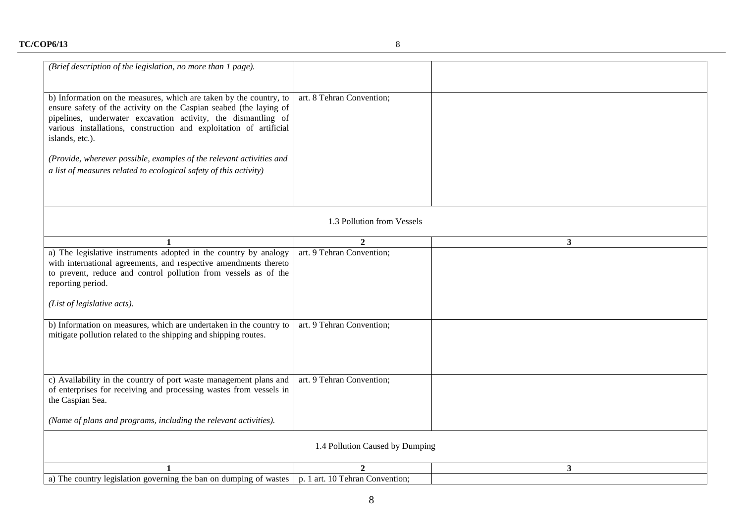| | | |
|---|---|---|
| *(Brief description of the legislation, no more than 1 page).* | | |
| b) Information on the measures, which are taken by the country, to ensure safety of the activity on the Caspian seabed (the laying of pipelines, underwater excavation activity, the dismantling of various installations, construction and exploitation of artificial islands, etc.).<br><br>*(Provide, wherever possible, examples of the relevant activities and a list of measures related to ecological safety of this activity)* | art. 8 Tehran Convention; | |
| 1.3 Pollution from Vessels | | |
| **1** | **2** | **3** |
| a) The legislative instruments adopted in the country by analogy with international agreements, and respective amendments thereto to prevent, reduce and control pollution from vessels as of the reporting period.<br><br>*(List of legislative acts).* | art. 9 Tehran Convention; | |
| b) Information on measures, which are undertaken in the country to mitigate pollution related to the shipping and shipping routes. | art. 9 Tehran Convention; | |
| c) Availability in the country of port waste management plans and of enterprises for receiving and processing wastes from vessels in the Caspian Sea.<br><br>*(Name of plans and programs, including the relevant activities).* | art. 9 Tehran Convention; | |
| 1.4 Pollution Caused by Dumping | | |
| **1** | **2** | **3** |
| a) The country legislation governing the ban on dumping of wastes | p. 1 art. 10 Tehran Convention; | |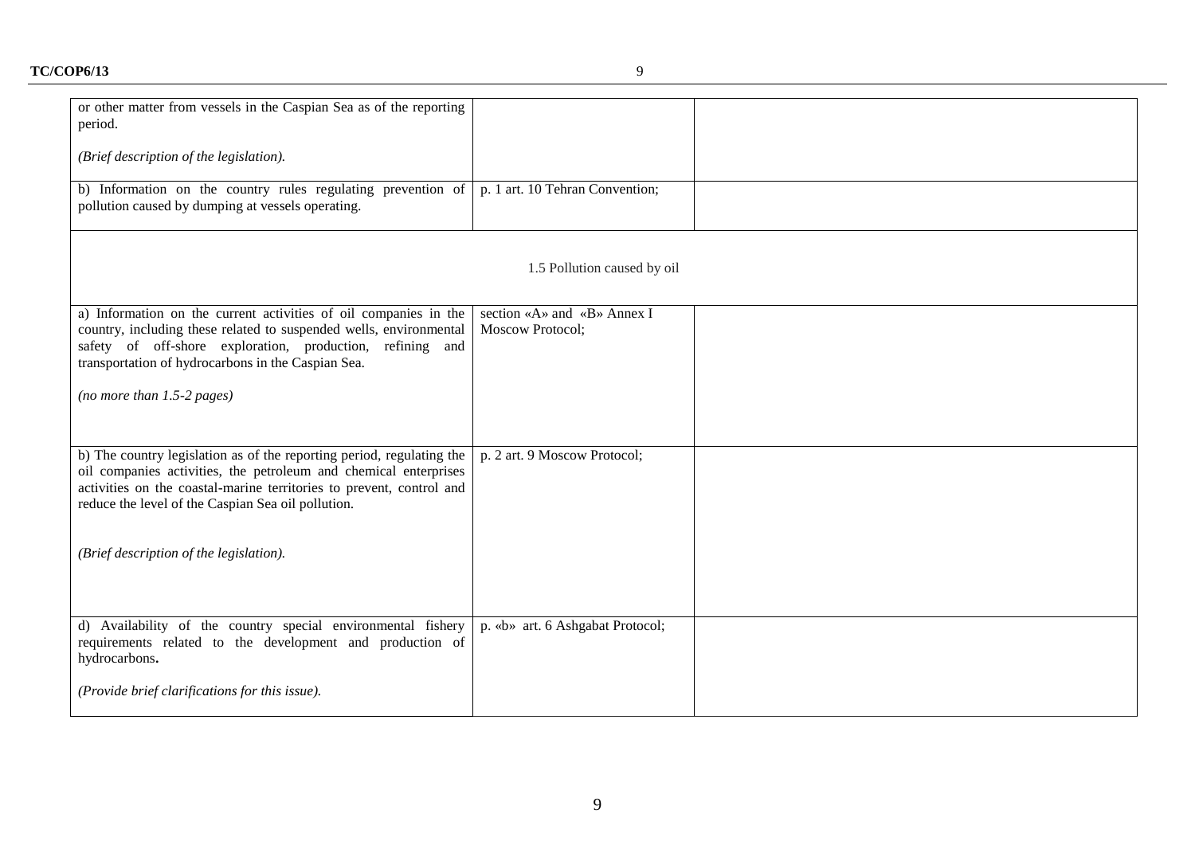| | | |
|---|---|---|
| or other matter from vessels in the Caspian Sea as of the reporting period.<br><br>*(Brief description of the legislation).* | | |
| b) Information on the country rules regulating prevention of pollution caused by dumping at vessels operating. | p. 1 art. 10 Tehran Convention; | |
| 1.5 Pollution caused by oil | | |
| a) Information on the current activities of oil companies in the country, including these related to suspended wells, environmental safety of off-shore exploration, production, refining and transportation of hydrocarbons in the Caspian Sea.<br><br>*(no more than 1.5-2 pages)* | section «A» and «B» Annex I Moscow Protocol; | |
| b) The country legislation as of the reporting period, regulating the oil companies activities, the petroleum and chemical enterprises activities on the coastal-marine territories to prevent, control and reduce the level of the Caspian Sea oil pollution.<br><br>*(Brief description of the legislation).* | p. 2 art. 9 Moscow Protocol; | |
| d) Availability of the country special environmental fishery requirements related to the development and production of hydrocarbons**.**<br><br>*(Provide brief clarifications for this issue).* | p. «b» art. 6 Ashgabat Protocol; | |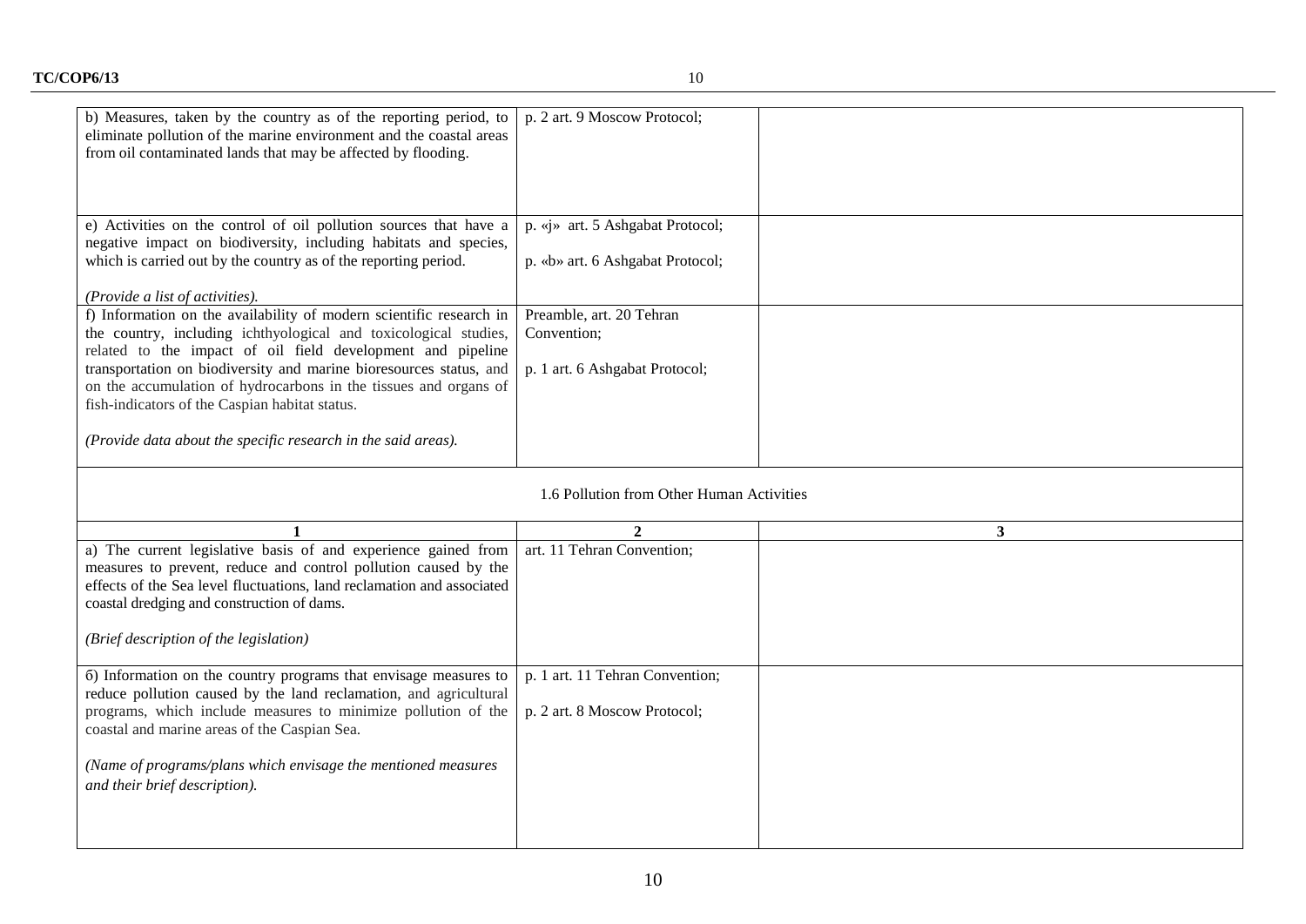| | | |
|---|---|---|
| b) Measures, taken by the country as of the reporting period, to eliminate pollution of the marine environment and the coastal areas from oil contaminated lands that may be affected by flooding. | p. 2 art. 9 Moscow Protocol; | |
| e) Activities on the control of oil pollution sources that have a negative impact on biodiversity, including habitats and species, which is carried out by the country as of the reporting period.<br><br>*(Provide a list of activities).* | p. «j» art. 5 Ashgabat Protocol;<br><br>p. «b» art. 6 Ashgabat Protocol; | |
| f) Information on the availability of modern scientific research in the country, including ichthyological and toxicological studies, related to the impact of oil field development and pipeline transportation on biodiversity and marine bioresources status, and on the accumulation of hydrocarbons in the tissues and organs of fish-indicators of the Caspian habitat status.<br><br>*(Provide data about the specific research in the said areas).* | Preamble, art. 20 Tehran Convention;<br><br>p. 1 art. 6 Ashgabat Protocol; | |

1.6 Pollution from Other Human Activities

| 1 | 2 | 3 |
|---|---|---|
| a) The current legislative basis of and experience gained from measures to prevent, reduce and control pollution caused by the effects of the Sea level fluctuations, land reclamation and associated coastal dredging and construction of dams.<br><br>*(Brief description of the legislation)* | art. 11 Tehran Convention; | |
| б) Information on the country programs that envisage measures to reduce pollution caused by the land reclamation, and agricultural programs, which include measures to minimize pollution of the coastal and marine areas of the Caspian Sea.<br><br>*(Name of programs/plans which envisage the mentioned measures and their brief description).* | p. 1 art. 11 Tehran Convention;<br><br>p. 2 art. 8 Moscow Protocol; | |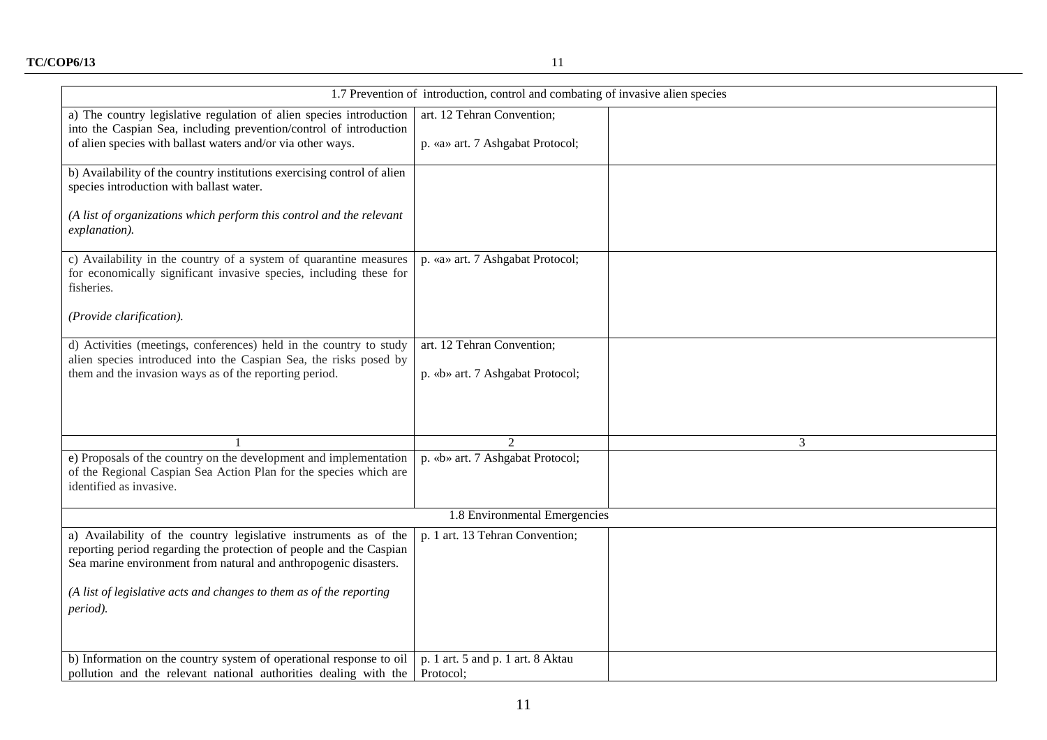| 1.7 Prevention of introduction, control and combating of invasive alien species | | |
|---|---|---|
| a) The country legislative regulation of alien species introduction into the Caspian Sea, including prevention/control of introduction of alien species with ballast waters and/or via other ways. | art. 12 Tehran Convention;<br><br>p. «a» art. 7 Ashgabat Protocol; | |
| b) Availability of the country institutions exercising control of alien species introduction with ballast water.<br><br>*(A list of organizations which perform this control and the relevant explanation).* | | |
| c) Availability in the country of a system of quarantine measures for economically significant invasive species, including these for fisheries.<br><br>*(Provide clarification).* | p. «a» art. 7 Ashgabat Protocol; | |
| d) Activities (meetings, conferences) held in the country to study alien species introduced into the Caspian Sea, the risks posed by them and the invasion ways as of the reporting period. | art. 12 Tehran Convention;<br><br>p. «b» art. 7 Ashgabat Protocol; | |
| 1 | 2 | 3 |
| e) Proposals of the country on the development and implementation of the Regional Caspian Sea Action Plan for the species which are identified as invasive. | p. «b» art. 7 Ashgabat Protocol; | |
| 1.8 Environmental Emergencies | | |
| a) Availability of the country legislative instruments as of the reporting period regarding the protection of people and the Caspian Sea marine environment from natural and anthropogenic disasters.<br><br>*(A list of legislative acts and changes to them as of the reporting period).* | p. 1 art. 13 Tehran Convention; | |
| b) Information on the country system of operational response to oil pollution and the relevant national authorities dealing with the | p. 1 art. 5 and p. 1 art. 8 Aktau Protocol; | |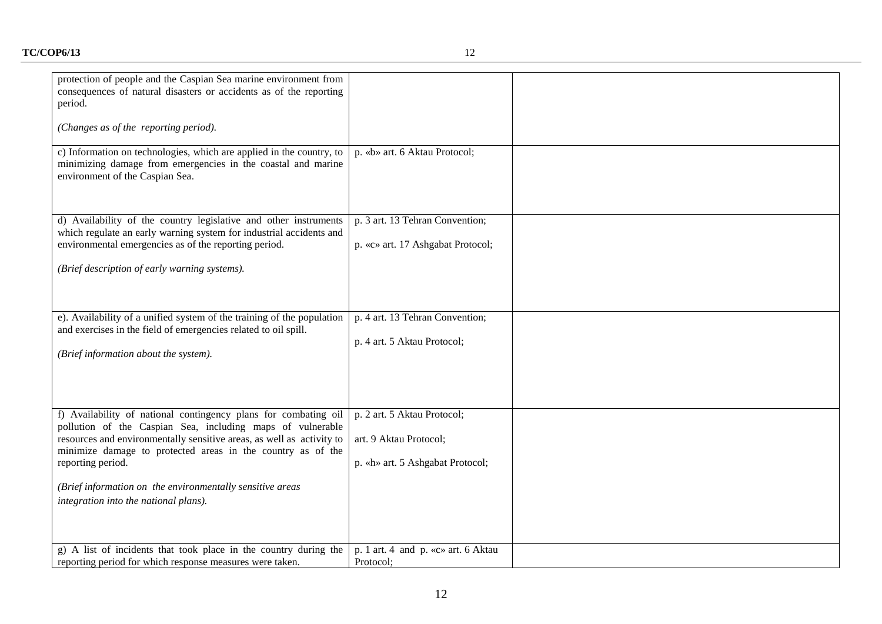| | | |
|---|---|---|
| protection of people and the Caspian Sea marine environment from consequences of natural disasters or accidents as of the reporting period.<br><br>*(Changes as of the reporting period).* | | |
| c) Information on technologies, which are applied in the country, to minimizing damage from emergencies in the coastal and marine environment of the Caspian Sea. | p. «b» art. 6 Aktau Protocol; | |
| d) Availability of the country legislative and other instruments which regulate an early warning system for industrial accidents and environmental emergencies as of the reporting period.<br><br>*(Brief description of early warning systems).* | p. 3 art. 13 Tehran Convention;<br><br>p. «c» art. 17 Ashgabat Protocol; | |
| e). Availability of a unified system of the training of the population and exercises in the field of emergencies related to oil spill.<br><br>*(Brief information about the system).* | p. 4 art. 13 Tehran Convention;<br><br>p. 4 art. 5 Aktau Protocol; | |
| f) Availability of national contingency plans for combating oil pollution of the Caspian Sea, including maps of vulnerable resources and environmentally sensitive areas, as well as activity to minimize damage to protected areas in the country as of the reporting period.<br><br>*(Brief information on the environmentally sensitive areas integration into the national plans).* | p. 2 art. 5 Aktau Protocol;<br><br>art. 9 Aktau Protocol;<br><br>p. «h» art. 5 Ashgabat Protocol; | |
| g) A list of incidents that took place in the country during the reporting period for which response measures were taken. | p. 1 art. 4 and p. «c» art. 6 Aktau Protocol; | |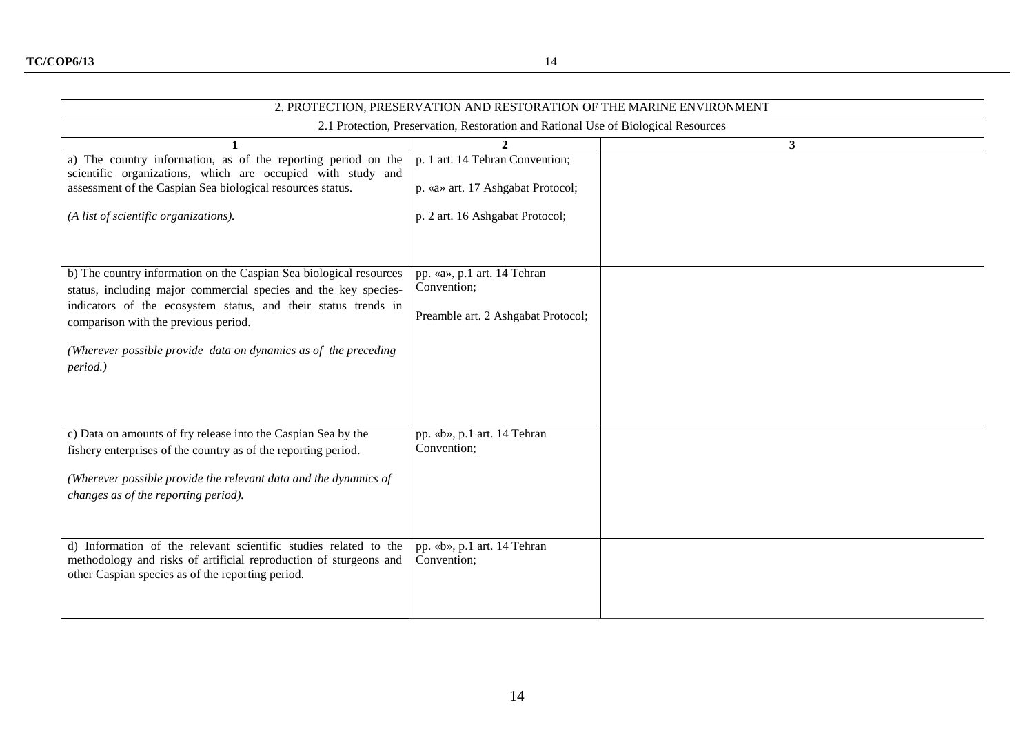| 2. PROTECTION, PRESERVATION AND RESTORATION OF THE MARINE ENVIRONMENT | | |
|---|---|---|
| 2.1 Protection, Preservation, Restoration and Rational Use of Biological Resources | | |
| **1** | **2** | **3** |
| a) The country information, as of the reporting period on the scientific organizations, which are occupied with study and assessment of the Caspian Sea biological resources status.<br><br>*(A list of scientific organizations).* | p. 1 art. 14 Tehran Convention;<br><br>p. «a» art. 17 Ashgabat Protocol;<br><br>p. 2 art. 16 Ashgabat Protocol; | |
| b) The country information on the Caspian Sea biological resources status, including major commercial species and the key species-indicators of the ecosystem status, and their status trends in comparison with the previous period.<br><br>*(Wherever possible provide data on dynamics as of the preceding period.)* | pp. «a», p.1 art. 14 Tehran Convention;<br><br>Preamble art. 2 Ashgabat Protocol; | |
| c) Data on amounts of fry release into the Caspian Sea by the fishery enterprises of the country as of the reporting period.<br><br>*(Wherever possible provide the relevant data and the dynamics of changes as of the reporting period).* | pp. «b», p.1 art. 14 Tehran Convention; | |
| d) Information of the relevant scientific studies related to the methodology and risks of artificial reproduction of sturgeons and other Caspian species as of the reporting period. | pp. «b», p.1 art. 14 Tehran Convention; | |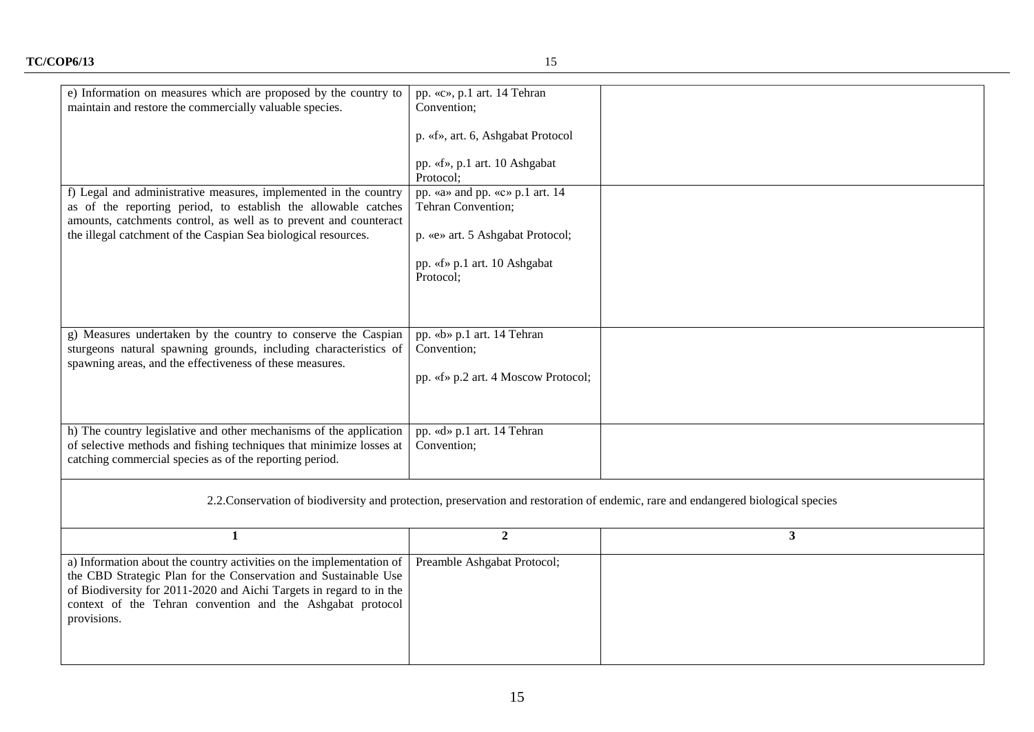| | | |
|---|---|---|
| e) Information on measures which are proposed by the country to maintain and restore the commercially valuable species. | pp. «c», p.1 art. 14 Tehran Convention;<br><br>p. «f», art. 6, Ashgabat Protocol<br><br>pp. «f», p.1 art. 10 Ashgabat Protocol; | |
| f) Legal and administrative measures, implemented in the country as of the reporting period, to establish the allowable catches amounts, catchments control, as well as to prevent and counteract the illegal catchment of the Caspian Sea biological resources. | pp. «a» and pp. «c» p.1 art. 14 Tehran Convention;<br><br>p. «e» art. 5 Ashgabat Protocol;<br><br>pp. «f» p.1 art. 10 Ashgabat Protocol; | |
| g) Measures undertaken by the country to conserve the Caspian sturgeons natural spawning grounds, including characteristics of spawning areas, and the effectiveness of these measures. | pp. «b» p.1 art. 14 Tehran Convention;<br><br>pp. «f» p.2 art. 4 Moscow Protocol; | |
| h) The country legislative and other mechanisms of the application of selective methods and fishing techniques that minimize losses at catching commercial species as of the reporting period. | pp. «d» p.1 art. 14 Tehran Convention; | |
| 2.2.Conservation of biodiversity and protection, preservation and restoration of endemic, rare and endangered biological species | | |
| **1** | **2** | **3** |
| a) Information about the country activities on the implementation of the CBD Strategic Plan for the Conservation and Sustainable Use of Biodiversity for 2011-2020 and Aichi Targets in regard to in the context of the Tehran convention and the Ashgabat protocol provisions. | Preamble Ashgabat Protocol; | |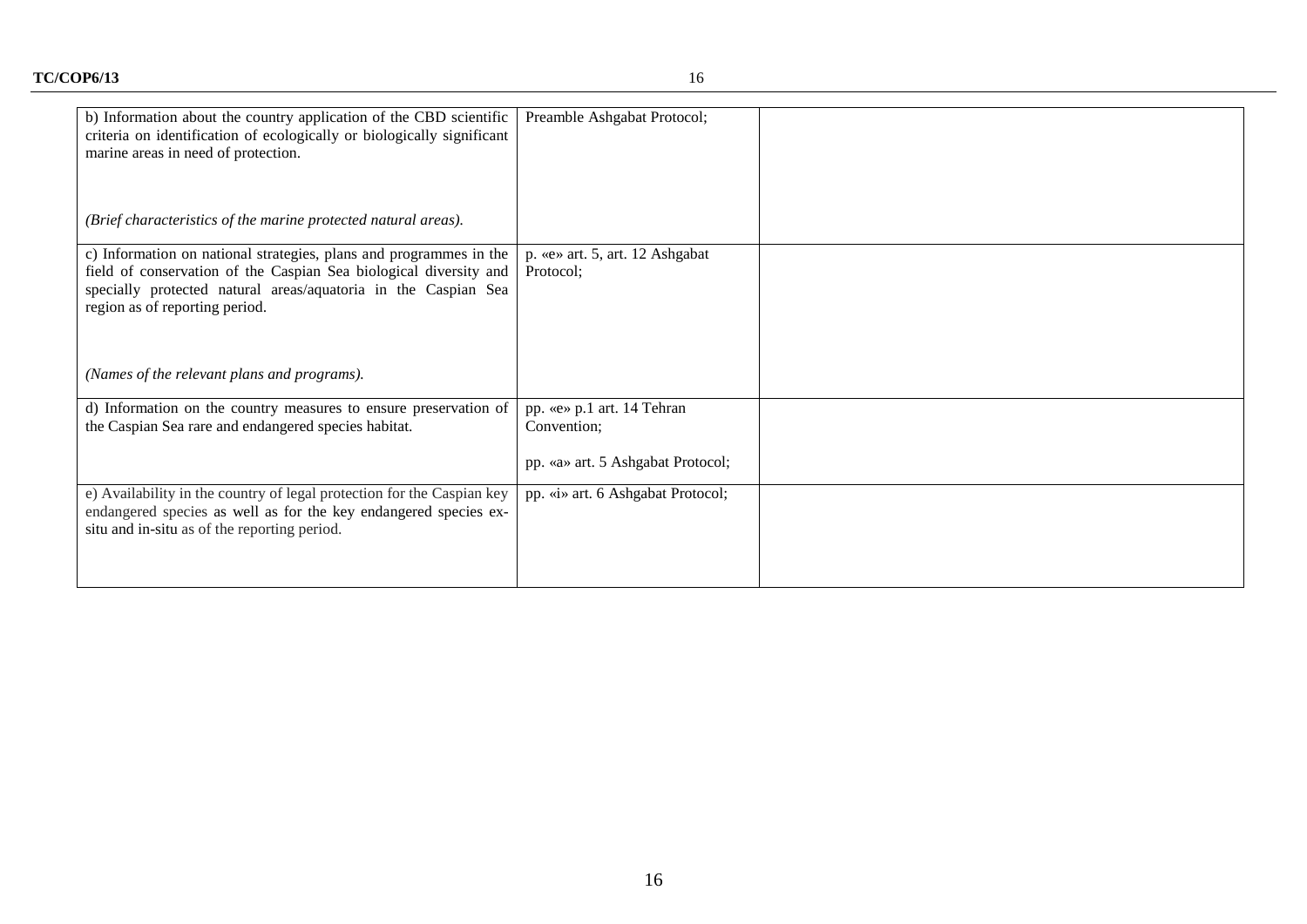| | | |
|---|---|---|
| b) Information about the country application of the CBD scientific criteria on identification of ecologically or biologically significant marine areas in need of protection.<br><br>*(Brief characteristics of the marine protected natural areas).* | Preamble Ashgabat Protocol; | |
| c) Information on national strategies, plans and programmes in the field of conservation of the Caspian Sea biological diversity and specially protected natural areas/aquatoria in the Caspian Sea region as of reporting period.<br><br>*(Names of the relevant plans and programs).* | p. «e» art. 5, art. 12 Ashgabat Protocol; | |
| d) Information on the country measures to ensure preservation of the Caspian Sea rare and endangered species habitat. | pp. «e» p.1 art. 14 Tehran Convention;<br><br>pp. «a» art. 5 Ashgabat Protocol; | |
| e) Availability in the country of legal protection for the Caspian key endangered species as well as for the key endangered species ex-situ and in-situ as of the reporting period. | pp. «i» art. 6 Ashgabat Protocol; | |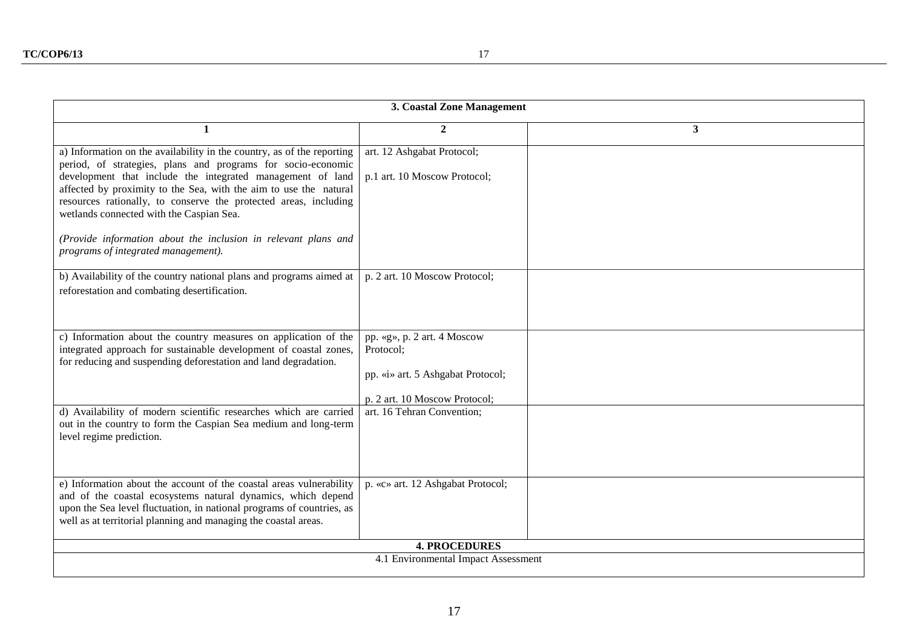| 3. Coastal Zone Management | | |
|---|---|---|
| 1 | 2 | 3 |
| a) Information on the availability in the country, as of the reporting period, of strategies, plans and programs for socio-economic development that include the integrated management of land affected by proximity to the Sea, with the aim to use the natural resources rationally, to conserve the protected areas, including wetlands connected with the Caspian Sea.<br><br>*(Provide information about the inclusion in relevant plans and programs of integrated management).* | art. 12 Ashgabat Protocol;<br><br>p.1 art. 10 Moscow Protocol; | |
| b) Availability of the country national plans and programs aimed at reforestation and combating desertification. | p. 2 art. 10 Moscow Protocol; | |
| c) Information about the country measures on application of the integrated approach for sustainable development of coastal zones, for reducing and suspending deforestation and land degradation. | pp. «g», p. 2 art. 4 Moscow Protocol;<br><br>pp. «i» art. 5 Ashgabat Protocol;<br><br>p. 2 art. 10 Moscow Protocol; | |
| d) Availability of modern scientific researches which are carried out in the country to form the Caspian Sea medium and long-term level regime prediction. | art. 16 Tehran Convention; | |
| e) Information about the account of the coastal areas vulnerability and of the coastal ecosystems natural dynamics, which depend upon the Sea level fluctuation, in national programs of countries, as well as at territorial planning and managing the coastal areas. | p. «c» art. 12 Ashgabat Protocol; | |
| **4. PROCEDURES** | | |
| 4.1 Environmental Impact Assessment | | |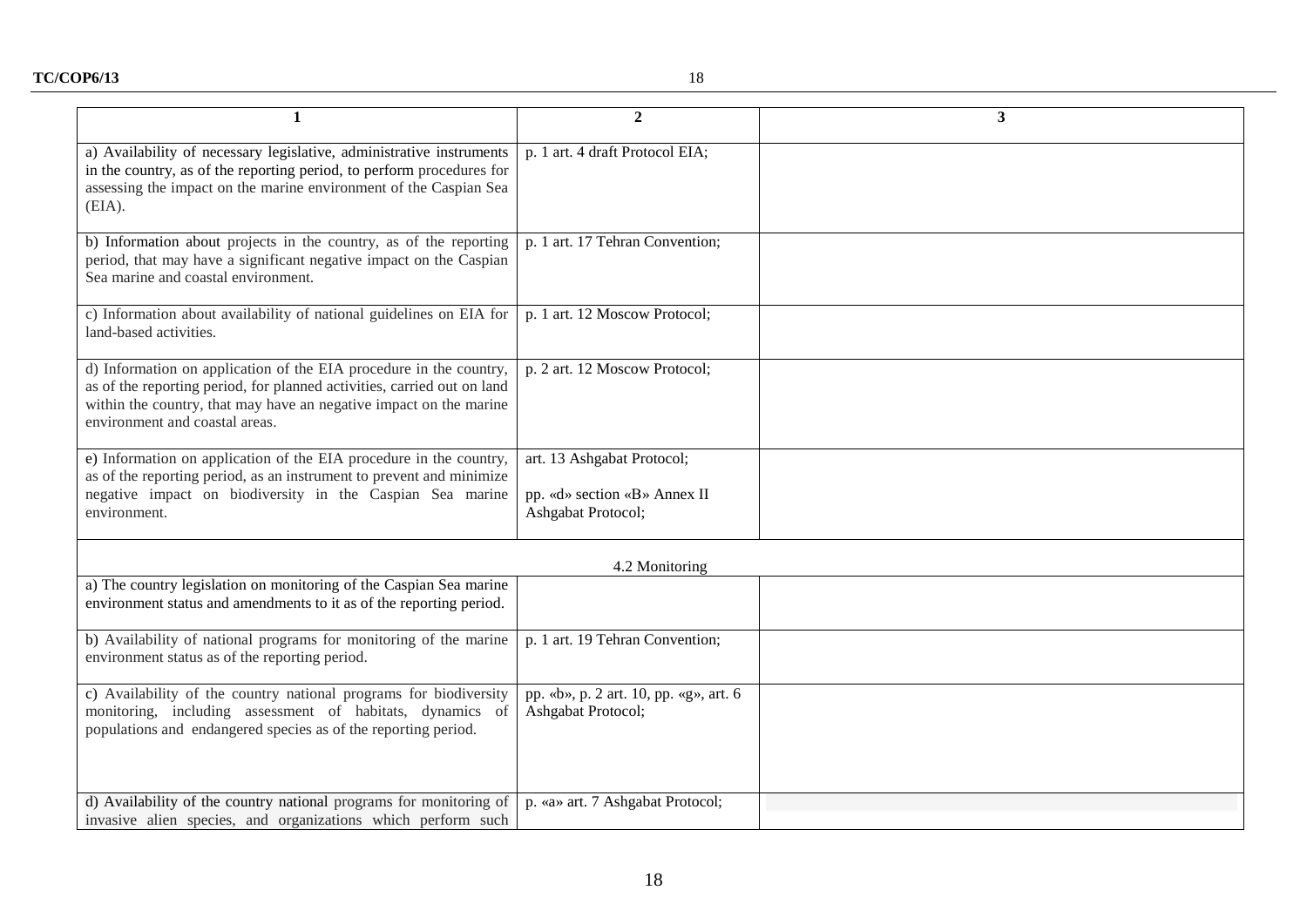| 1 | 2 | 3 |
| --- | --- | --- |
| a) Availability of necessary legislative, administrative instruments in the country, as of the reporting period, to perform procedures for assessing the impact on the marine environment of the Caspian Sea (EIA). | p. 1 art. 4 draft Protocol EIA; | |
| b) Information about projects in the country, as of the reporting period, that may have a significant negative impact on the Caspian Sea marine and coastal environment. | p. 1 art. 17 Tehran Convention; | |
| c) Information about availability of national guidelines on EIA for land-based activities. | p. 1 art. 12 Moscow Protocol; | |
| d) Information on application of the EIA procedure in the country, as of the reporting period, for planned activities, carried out on land within the country, that may have an negative impact on the marine environment and coastal areas. | p. 2 art. 12 Moscow Protocol; | |
| e) Information on application of the EIA procedure in the country, as of the reporting period, as an instrument to prevent and minimize negative impact on biodiversity in the Caspian Sea marine environment. | art. 13 Ashgabat Protocol; pp. «d» section «B» Annex II Ashgabat Protocol; | |
| | 4.2 Monitoring | |
| a) The country legislation on monitoring of the Caspian Sea marine environment status and amendments to it as of the reporting period. | | |
| b) Availability of national programs for monitoring of the marine environment status as of the reporting period. | p. 1 art. 19 Tehran Convention; | |
| c) Availability of the country national programs for biodiversity monitoring, including assessment of habitats, dynamics of populations and endangered species as of the reporting period. | pp. «b», p. 2 art. 10, pp. «g», art. 6 Ashgabat Protocol; | |
| d) Availability of the country national programs for monitoring of invasive alien species, and organizations which perform such | p. «a» art. 7 Ashgabat Protocol; | |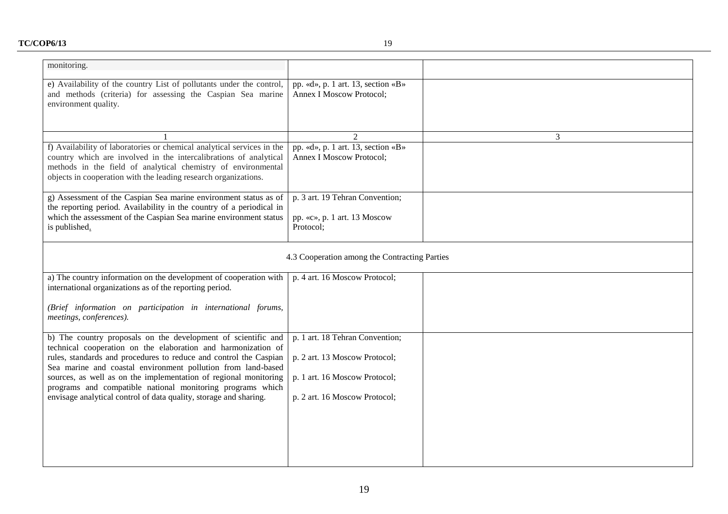| | | |
|---|---|---|
| monitoring. | | |
| e) Availability of the country List of pollutants under the control, and methods (criteria) for assessing the Caspian Sea marine environment quality. | pp. «d», p. 1 art. 13, section «B» Annex I Moscow Protocol; | |
| 1 | 2 | 3 |
| f) Availability of laboratories or chemical analytical services in the country which are involved in the intercalibrations of analytical methods in the field of analytical chemistry of environmental objects in cooperation with the leading research organizations. | pp. «d», p. 1 art. 13, section «B» Annex I Moscow Protocol; | |
| g) Assessment of the Caspian Sea marine environment status as of the reporting period. Availability in the country of a periodical in which the assessment of the Caspian Sea marine environment status is published. | p. 3 art. 19 Tehran Convention;<br><br>pp. «c», p. 1 art. 13 Moscow Protocol; | |
| 4.3 Cooperation among the Contracting Parties | | |
| a) The country information on the development of cooperation with international organizations as of the reporting period.<br><br>*(Brief information on participation in international forums, meetings, conferences).* | p. 4 art. 16 Moscow Protocol; | |
| b) The country proposals on the development of scientific and technical cooperation on the elaboration and harmonization of rules, standards and procedures to reduce and control the Caspian Sea marine and coastal environment pollution from land-based sources, as well as on the implementation of regional monitoring programs and compatible national monitoring programs which envisage analytical control of data quality, storage and sharing. | p. 1 art. 18 Tehran Convention;<br><br>p. 2 art. 13 Moscow Protocol;<br><br>p. 1 art. 16 Moscow Protocol;<br><br>p. 2 art. 16 Moscow Protocol; | |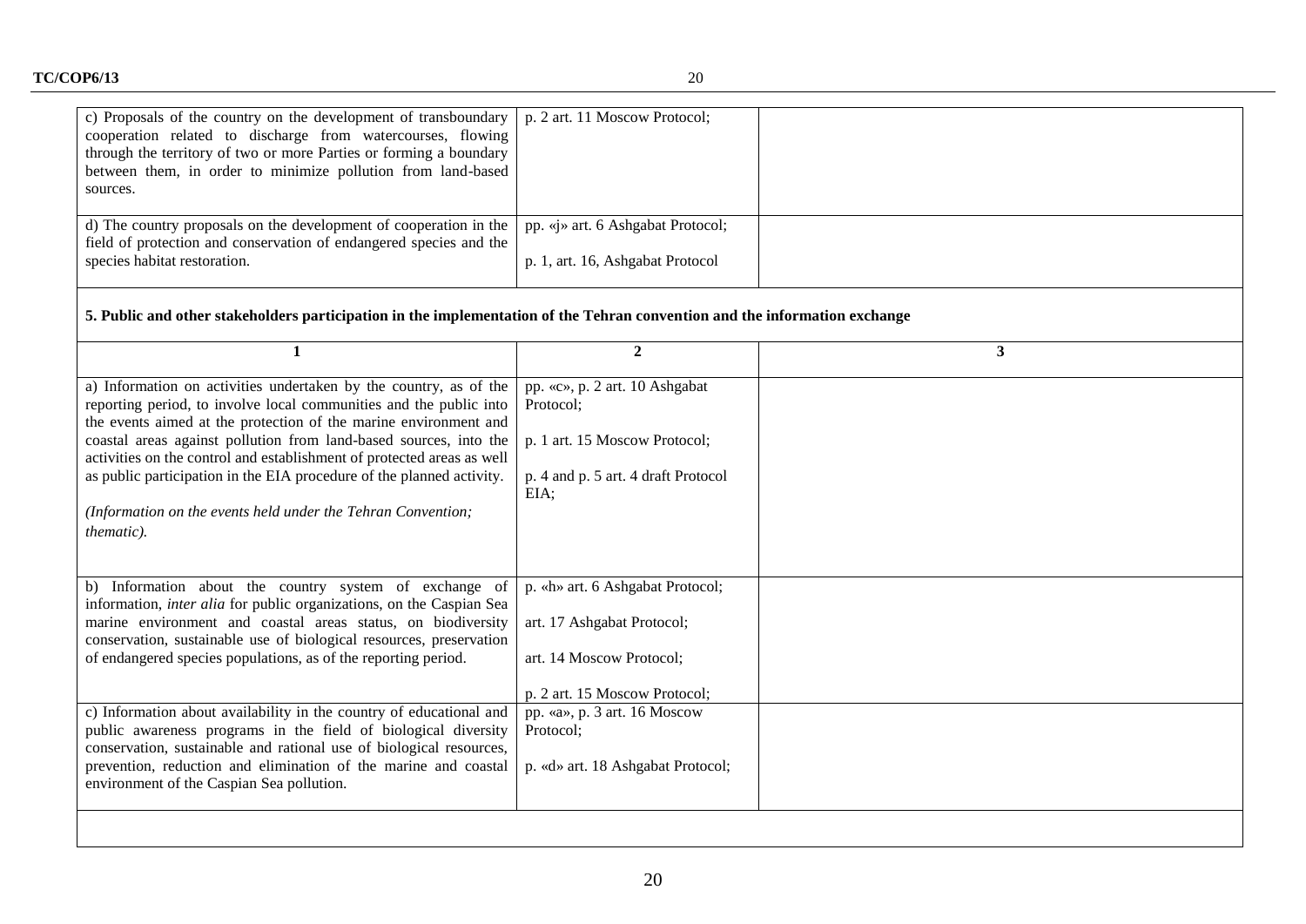| | | |
|---|---|---|
| c) Proposals of the country on the development of transboundary cooperation related to discharge from watercourses, flowing through the territory of two or more Parties or forming a boundary between them, in order to minimize pollution from land-based sources. | p. 2 art. 11 Moscow Protocol; | |
| d) The country proposals on the development of cooperation in the field of protection and conservation of endangered species and the species habitat restoration. | pp. «j» art. 6 Ashgabat Protocol;<br><br>p. 1, art. 16, Ashgabat Protocol | |

**5. Public and other stakeholders participation in the implementation of the Tehran convention and the information exchange**

| 1 | 2 | 3 |
|---|---|---|
| a) Information on activities undertaken by the country, as of the reporting period, to involve local communities and the public into the events aimed at the protection of the marine environment and coastal areas against pollution from land-based sources, into the activities on the control and establishment of protected areas as well as public participation in the EIA procedure of the planned activity.<br><br>*(Information on the events held under the Tehran Convention; thematic).* | pp. «c», p. 2 art. 10 Ashgabat Protocol;<br><br>p. 1 art. 15 Moscow Protocol;<br><br>p. 4 and p. 5 art. 4 draft Protocol EIA; | |
| b) Information about the country system of exchange of information, *inter alia* for public organizations, on the Caspian Sea marine environment and coastal areas status, on biodiversity conservation, sustainable use of biological resources, preservation of endangered species populations, as of the reporting period. | p. «h» art. 6 Ashgabat Protocol;<br><br>art. 17 Ashgabat Protocol;<br><br>art. 14 Moscow Protocol;<br><br>p. 2 art. 15 Moscow Protocol; | |
| c) Information about availability in the country of educational and public awareness programs in the field of biological diversity conservation, sustainable and rational use of biological resources, prevention, reduction and elimination of the marine and coastal environment of the Caspian Sea pollution. | pp. «a», p. 3 art. 16 Moscow Protocol;<br><br>p. «d» art. 18 Ashgabat Protocol; | |
| | | |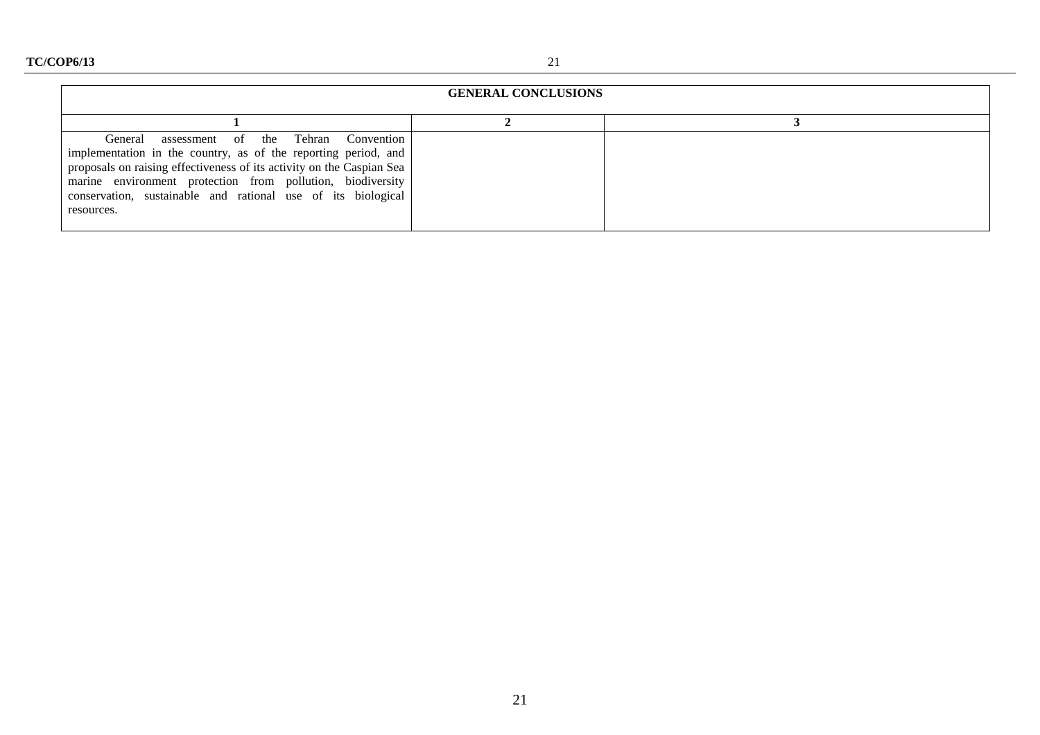| GENERAL CONCLUSIONS | | |
|---|---|---|
| 1 | 2 | 3 |
| General assessment of the Tehran Convention implementation in the country, as of the reporting period, and proposals on raising effectiveness of its activity on the Caspian Sea marine environment protection from pollution, biodiversity conservation, sustainable and rational use of its biological resources. | | |